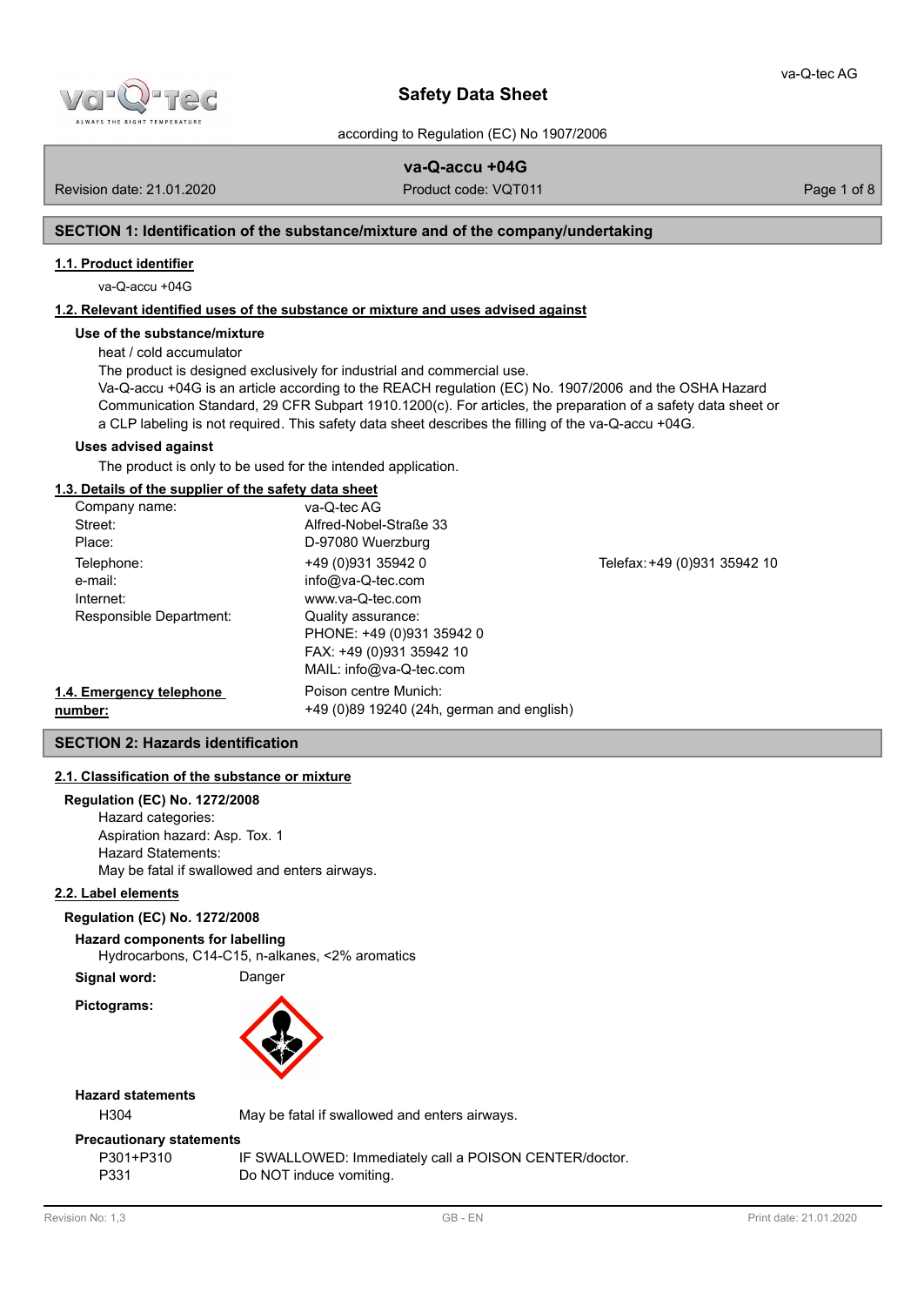# Safety Data Sheet

according to Regulation (EC) No 1907/2006

**va-Q-accu +04G**

Revision date: 21.01.2020 | Product code: VQT011

## SECTION 1: Identification of the substance/mixture and of the company/undertaking

### 1.1. Product identifier

va-Q-accu +04G

### 1.2. Relevant identified uses of the substance or mixture and uses advised against

**Use of the substance/mixture**

heat / cold accumulator

The product is designed exclusively for industrial and commercial use.

Va-Q-accu +04G is an article according to the REACH regulation (EC) No. 1907/2006 and the OSHA Hazard Communication Standard, 29 CFR Subpart 1910.1200(c). For articles, the preparation of a safety data sheet or a CLP labeling is not required. This safety data sheet describes the filling of the va-Q-accu +04G.

**Uses advised against**

The product is only to be used for the intended application.

### 1.3. Details of the supplier of the safety data sheet

| | | |
|---|---|---|
| Company name: | va-Q-tec AG | |
| Street: | Alfred-Nobel-Straße 33 | |
| Place: | D-97080 Wuerzburg | |
| Telephone: | +49 (0)931 35942 0 | Telefax: +49 (0)931 35942 10 |
| e-mail: | info@va-Q-tec.com | |
| Internet: | www.va-Q-tec.com | |
| Responsible Department: | Quality assurance:<br>PHONE: +49 (0)931 35942 0<br>FAX: +49 (0)931 35942 10<br>MAIL: info@va-Q-tec.com | |

### 1.4. Emergency telephone number:

Poison centre Munich:
+49 (0)89 19240 (24h, german and english)

## SECTION 2: Hazards identification

### 2.1. Classification of the substance or mixture

**Regulation (EC) No. 1272/2008**

Hazard categories:
Aspiration hazard: Asp. Tox. 1
Hazard Statements:
May be fatal if swallowed and enters airways.

### 2.2. Label elements

**Regulation (EC) No. 1272/2008**

**Hazard components for labelling**

Hydrocarbons, C14-C15, n-alkanes, <2% aromatics

**Signal word:** Danger

**Pictograms:**

**Hazard statements**

| | |
|---|---|
| H304 | May be fatal if swallowed and enters airways. |

**Precautionary statements**

| | |
|---|---|
| P301+P310 | IF SWALLOWED: Immediately call a POISON CENTER/doctor. |
| P331 | Do NOT induce vomiting. |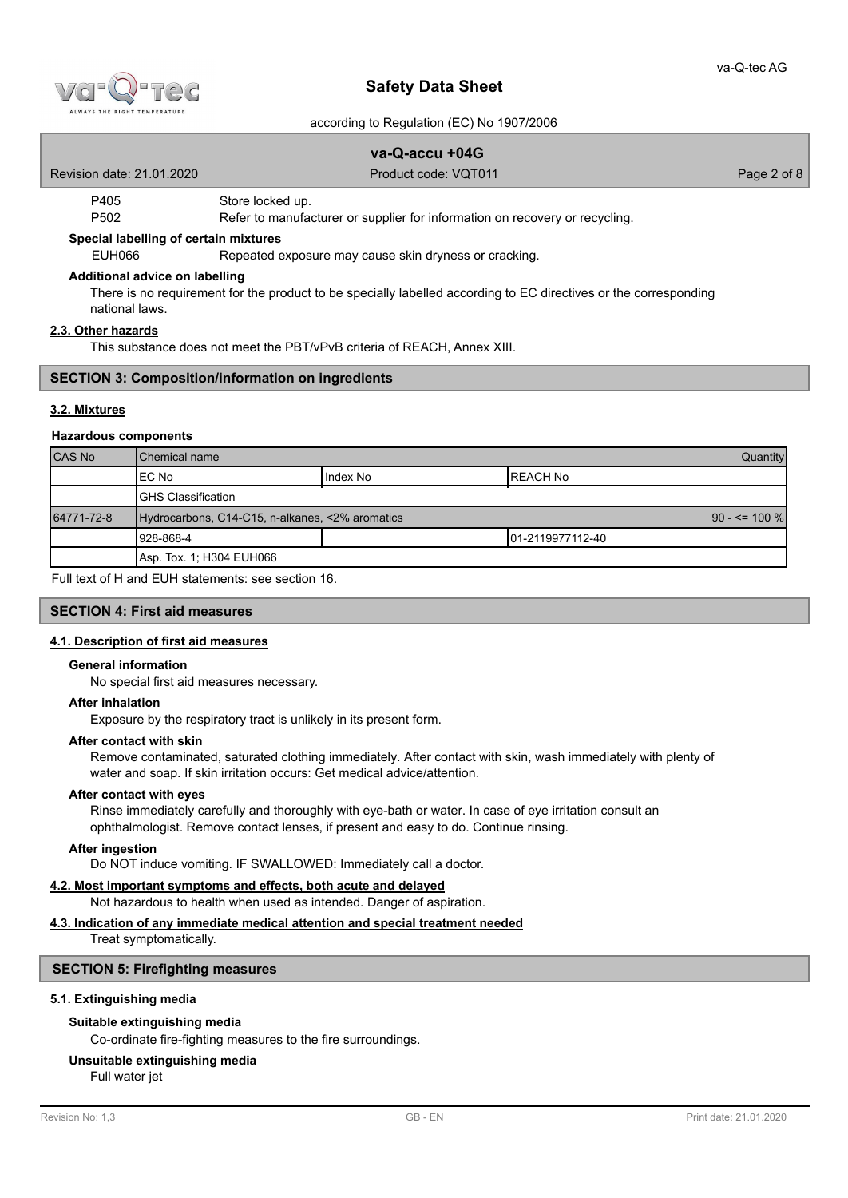| | |
|---|---|
| P405 | Store locked up. |
| P502 | Refer to manufacturer or supplier for information on recovery or recycling. |

**Special labelling of certain mixtures**

| | |
|---|---|
| EUH066 | Repeated exposure may cause skin dryness or cracking. |

**Additional advice on labelling**

There is no requirement for the product to be specially labelled according to EC directives or the corresponding national laws.

### 2.3. Other hazards

This substance does not meet the PBT/vPvB criteria of REACH, Annex XIII.

## SECTION 3: Composition/information on ingredients

### 3.2. Mixtures

**Hazardous components**

| CAS No | Chemical name | | | Quantity |
|---|---|---|---|---|
| | EC No | Index No | REACH No | |
| | GHS Classification | | | |
| 64771-72-8 | Hydrocarbons, C14-C15, n-alkanes, <2% aromatics | | | 90 - <= 100 % |
| | 928-868-4 | | 01-2119977112-40 | |
| | Asp. Tox. 1; H304 EUH066 | | | |

Full text of H and EUH statements: see section 16.

## SECTION 4: First aid measures

### 4.1. Description of first aid measures

**General information**

No special first aid measures necessary.

**After inhalation**

Exposure by the respiratory tract is unlikely in its present form.

**After contact with skin**

Remove contaminated, saturated clothing immediately. After contact with skin, wash immediately with plenty of water and soap. If skin irritation occurs: Get medical advice/attention.

**After contact with eyes**

Rinse immediately carefully and thoroughly with eye-bath or water. In case of eye irritation consult an ophthalmologist. Remove contact lenses, if present and easy to do. Continue rinsing.

**After ingestion**

Do NOT induce vomiting. IF SWALLOWED: Immediately call a doctor.

### 4.2. Most important symptoms and effects, both acute and delayed

Not hazardous to health when used as intended. Danger of aspiration.

### 4.3. Indication of any immediate medical attention and special treatment needed

Treat symptomatically.

## SECTION 5: Firefighting measures

### 5.1. Extinguishing media

**Suitable extinguishing media**

Co-ordinate fire-fighting measures to the fire surroundings.

**Unsuitable extinguishing media**

Full water jet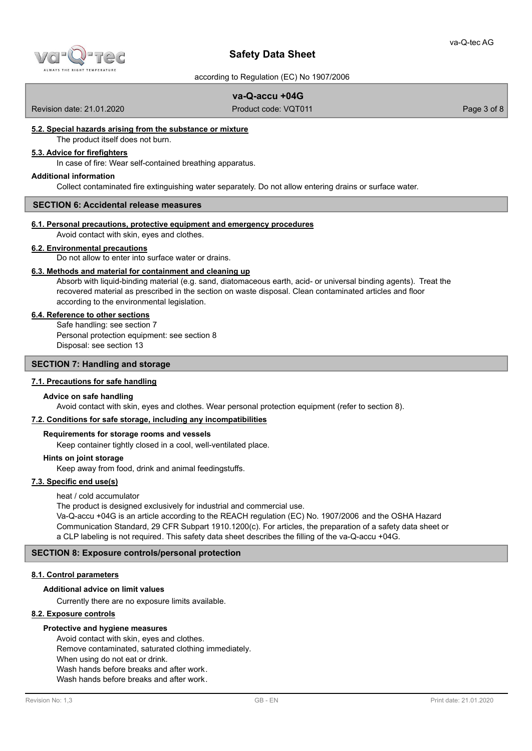#### 5.2. Special hazards arising from the substance or mixture

The product itself does not burn.

#### 5.3. Advice for firefighters

In case of fire: Wear self-contained breathing apparatus.

**Additional information**

Collect contaminated fire extinguishing water separately. Do not allow entering drains or surface water.

## SECTION 6: Accidental release measures

#### 6.1. Personal precautions, protective equipment and emergency procedures

Avoid contact with skin, eyes and clothes.

#### 6.2. Environmental precautions

Do not allow to enter into surface water or drains.

#### 6.3. Methods and material for containment and cleaning up

Absorb with liquid-binding material (e.g. sand, diatomaceous earth, acid- or universal binding agents). Treat the recovered material as prescribed in the section on waste disposal. Clean contaminated articles and floor according to the environmental legislation.

#### 6.4. Reference to other sections

Safe handling: see section 7
Personal protection equipment: see section 8
Disposal: see section 13

## SECTION 7: Handling and storage

#### 7.1. Precautions for safe handling

**Advice on safe handling**

Avoid contact with skin, eyes and clothes. Wear personal protection equipment (refer to section 8).

#### 7.2. Conditions for safe storage, including any incompatibilities

**Requirements for storage rooms and vessels**

Keep container tightly closed in a cool, well-ventilated place.

**Hints on joint storage**

Keep away from food, drink and animal feedingstuffs.

#### 7.3. Specific end use(s)

heat / cold accumulator
The product is designed exclusively for industrial and commercial use.
Va-Q-accu +04G is an article according to the REACH regulation (EC) No. 1907/2006 and the OSHA Hazard Communication Standard, 29 CFR Subpart 1910.1200(c). For articles, the preparation of a safety data sheet or a CLP labeling is not required. This safety data sheet describes the filling of the va-Q-accu +04G.

## SECTION 8: Exposure controls/personal protection

#### 8.1. Control parameters

**Additional advice on limit values**

Currently there are no exposure limits available.

#### 8.2. Exposure controls

**Protective and hygiene measures**

Avoid contact with skin, eyes and clothes.
Remove contaminated, saturated clothing immediately.
When using do not eat or drink.
Wash hands before breaks and after work.
Wash hands before breaks and after work.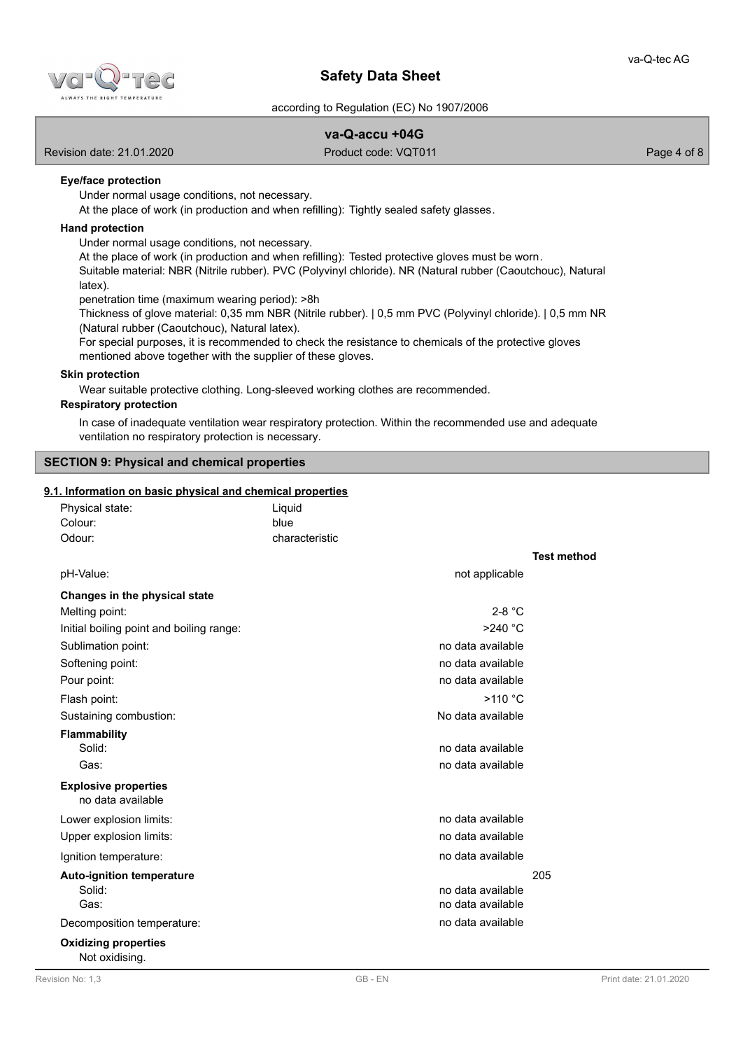**Eye/face protection**

Under normal usage conditions, not necessary.

At the place of work (in production and when refilling): Tightly sealed safety glasses.

**Hand protection**

Under normal usage conditions, not necessary.

At the place of work (in production and when refilling): Tested protective gloves must be worn.

Suitable material: NBR (Nitrile rubber). PVC (Polyvinyl chloride). NR (Natural rubber (Caoutchouc), Natural latex).

penetration time (maximum wearing period): >8h

Thickness of glove material: 0,35 mm NBR (Nitrile rubber). | 0,5 mm PVC (Polyvinyl chloride). | 0,5 mm NR (Natural rubber (Caoutchouc), Natural latex).

For special purposes, it is recommended to check the resistance to chemicals of the protective gloves mentioned above together with the supplier of these gloves.

**Skin protection**

Wear suitable protective clothing. Long-sleeved working clothes are recommended.

**Respiratory protection**

In case of inadequate ventilation wear respiratory protection. Within the recommended use and adequate ventilation no respiratory protection is necessary.

## SECTION 9: Physical and chemical properties

### 9.1. Information on basic physical and chemical properties

| | |
|---|---|
| Physical state: | Liquid |
| Colour: | blue |
| Odour: | characteristic |

| | | Test method |
|---|---|---|
| pH-Value: | not applicable | |
| **Changes in the physical state** | | |
| Melting point: | 2-8 °C | |
| Initial boiling point and boiling range: | >240 °C | |
| Sublimation point: | no data available | |
| Softening point: | no data available | |
| Pour point: | no data available | |
| Flash point: | >110 °C | |
| Sustaining combustion: | No data available | |
| **Flammability** | | |
| Solid: | no data available | |
| Gas: | no data available | |
| **Explosive properties** | | |
| no data available | | |
| Lower explosion limits: | no data available | |
| Upper explosion limits: | no data available | |
| Ignition temperature: | no data available | |
| **Auto-ignition temperature** | | 205 |
| Solid: | no data available | |
| Gas: | no data available | |
| Decomposition temperature: | no data available | |

**Oxidizing properties**

Not oxidising.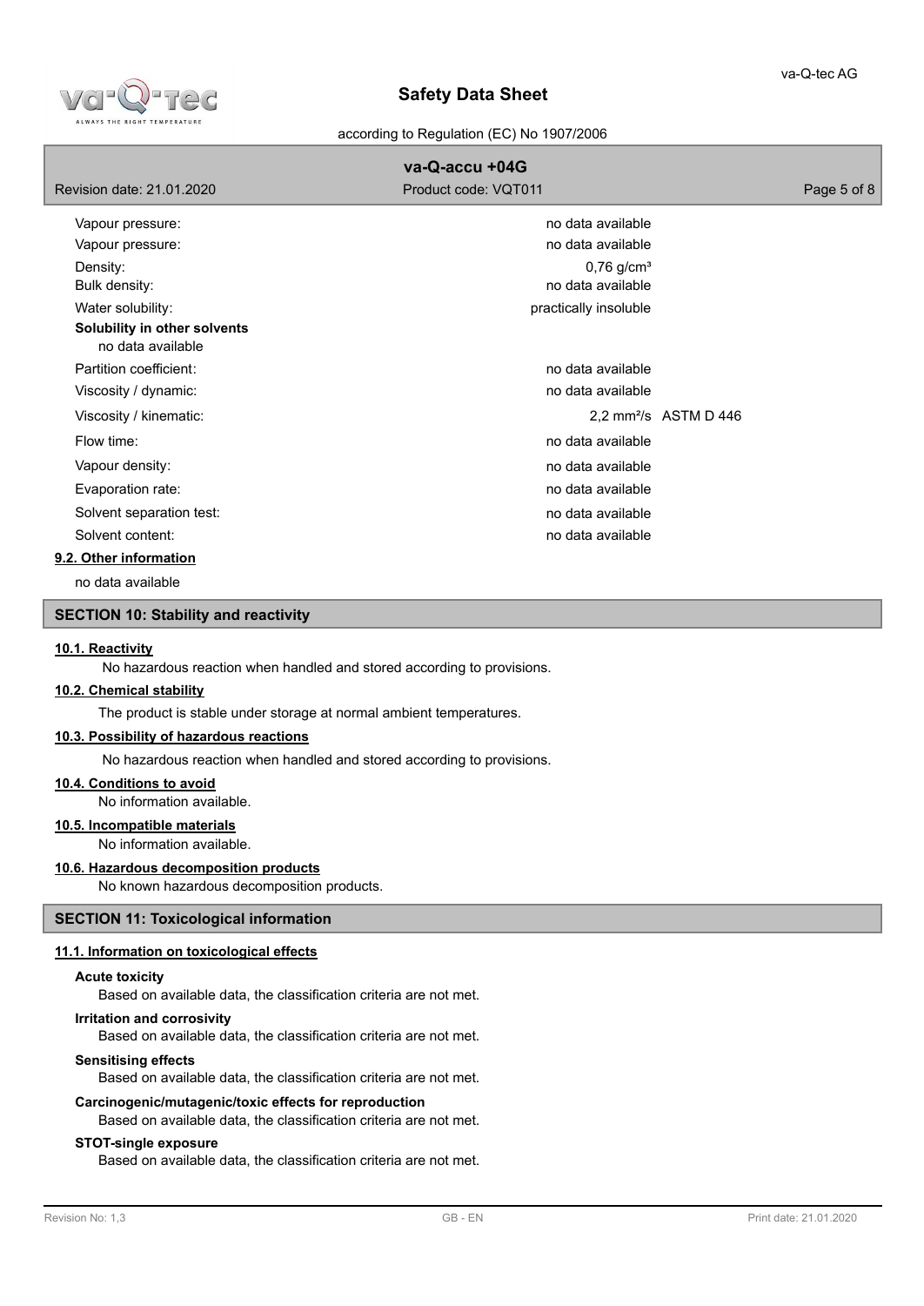| | |
|---|---|
| Vapour pressure: | no data available |
| Vapour pressure: | no data available |
| Density: | 0,76 g/cm³ |
| Bulk density: | no data available |
| Water solubility: | practically insoluble |

**Solubility in other solvents**

no data available

| | | |
|---|---|---|
| Partition coefficient: | no data available | |
| Viscosity / dynamic: | no data available | |
| Viscosity / kinematic: | 2,2 mm²/s | ASTM D 446 |
| Flow time: | no data available | |
| Vapour density: | no data available | |
| Evaporation rate: | no data available | |
| Solvent separation test: | no data available | |
| Solvent content: | no data available | |

### 9.2. Other information

no data available

## SECTION 10: Stability and reactivity

### 10.1. Reactivity

No hazardous reaction when handled and stored according to provisions.

### 10.2. Chemical stability

The product is stable under storage at normal ambient temperatures.

### 10.3. Possibility of hazardous reactions

No hazardous reaction when handled and stored according to provisions.

### 10.4. Conditions to avoid

No information available.

### 10.5. Incompatible materials

No information available.

### 10.6. Hazardous decomposition products

No known hazardous decomposition products.

## SECTION 11: Toxicological information

### 11.1. Information on toxicological effects

**Acute toxicity**

Based on available data, the classification criteria are not met.

**Irritation and corrosivity**

Based on available data, the classification criteria are not met.

**Sensitising effects**

Based on available data, the classification criteria are not met.

**Carcinogenic/mutagenic/toxic effects for reproduction**

Based on available data, the classification criteria are not met.

**STOT-single exposure**

Based on available data, the classification criteria are not met.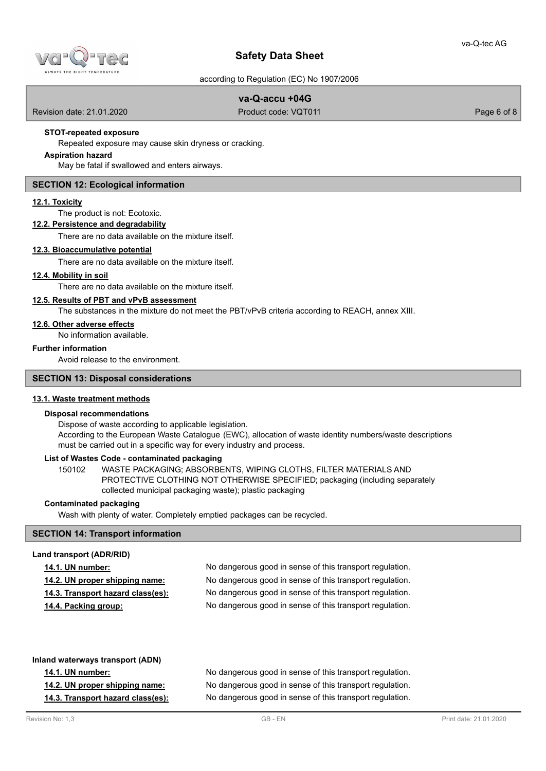**STOT-repeated exposure**

Repeated exposure may cause skin dryness or cracking.

**Aspiration hazard**

May be fatal if swallowed and enters airways.

## SECTION 12: Ecological information

### 12.1. Toxicity

The product is not: Ecotoxic.

### 12.2. Persistence and degradability

There are no data available on the mixture itself.

### 12.3. Bioaccumulative potential

There are no data available on the mixture itself.

### 12.4. Mobility in soil

There are no data available on the mixture itself.

### 12.5. Results of PBT and vPvB assessment

The substances in the mixture do not meet the PBT/vPvB criteria according to REACH, annex XIII.

### 12.6. Other adverse effects

No information available.

**Further information**

Avoid release to the environment.

## SECTION 13: Disposal considerations

### 13.1. Waste treatment methods

**Disposal recommendations**

Dispose of waste according to applicable legislation.
According to the European Waste Catalogue (EWC), allocation of waste identity numbers/waste descriptions must be carried out in a specific way for every industry and process.

**List of Wastes Code - contaminated packaging**

150102 WASTE PACKAGING; ABSORBENTS, WIPING CLOTHS, FILTER MATERIALS AND PROTECTIVE CLOTHING NOT OTHERWISE SPECIFIED; packaging (including separately collected municipal packaging waste); plastic packaging

**Contaminated packaging**

Wash with plenty of water. Completely emptied packages can be recycled.

## SECTION 14: Transport information

**Land transport (ADR/RID)**

| | |
|---|---|
| **14.1. UN number:** | No dangerous good in sense of this transport regulation. |
| **14.2. UN proper shipping name:** | No dangerous good in sense of this transport regulation. |
| **14.3. Transport hazard class(es):** | No dangerous good in sense of this transport regulation. |
| **14.4. Packing group:** | No dangerous good in sense of this transport regulation. |

**Inland waterways transport (ADN)**

| | |
|---|---|
| **14.1. UN number:** | No dangerous good in sense of this transport regulation. |
| **14.2. UN proper shipping name:** | No dangerous good in sense of this transport regulation. |
| **14.3. Transport hazard class(es):** | No dangerous good in sense of this transport regulation. |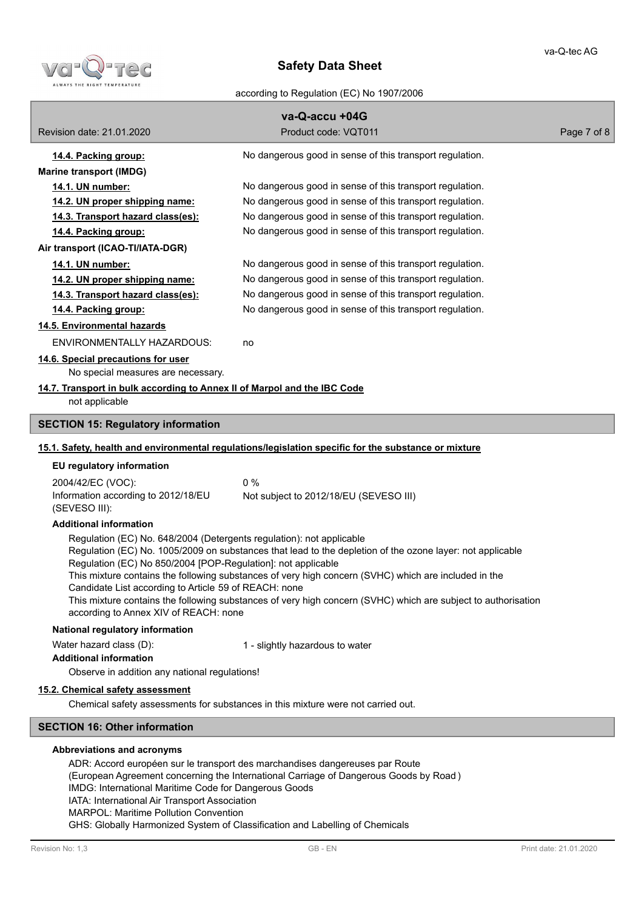**14.4. Packing group:** No dangerous good in sense of this transport regulation.

**Marine transport (IMDG)**

| | |
|---|---|
| **14.1. UN number:** | No dangerous good in sense of this transport regulation. |
| **14.2. UN proper shipping name:** | No dangerous good in sense of this transport regulation. |
| **14.3. Transport hazard class(es):** | No dangerous good in sense of this transport regulation. |
| **14.4. Packing group:** | No dangerous good in sense of this transport regulation. |

**Air transport (ICAO-TI/IATA-DGR)**

| | |
|---|---|
| **14.1. UN number:** | No dangerous good in sense of this transport regulation. |
| **14.2. UN proper shipping name:** | No dangerous good in sense of this transport regulation. |
| **14.3. Transport hazard class(es):** | No dangerous good in sense of this transport regulation. |
| **14.4. Packing group:** | No dangerous good in sense of this transport regulation. |

**14.5. Environmental hazards**

ENVIRONMENTALLY HAZARDOUS: no

**14.6. Special precautions for user**

No special measures are necessary.

**14.7. Transport in bulk according to Annex II of Marpol and the IBC Code**

not applicable

## SECTION 15: Regulatory information

**15.1. Safety, health and environmental regulations/legislation specific for the substance or mixture**

**EU regulatory information**

| | |
|---|---|
| 2004/42/EC (VOC): | 0 % |
| Information according to 2012/18/EU (SEVESO III): | Not subject to 2012/18/EU (SEVESO III) |

**Additional information**

Regulation (EC) No. 648/2004 (Detergents regulation): not applicable
Regulation (EC) No. 1005/2009 on substances that lead to the depletion of the ozone layer: not applicable
Regulation (EC) No 850/2004 [POP-Regulation]: not applicable
This mixture contains the following substances of very high concern (SVHC) which are included in the Candidate List according to Article 59 of REACH: none
This mixture contains the following substances of very high concern (SVHC) which are subject to authorisation according to Annex XIV of REACH: none

**National regulatory information**

Water hazard class (D): 1 - slightly hazardous to water

**Additional information**

Observe in addition any national regulations!

**15.2. Chemical safety assessment**

Chemical safety assessments for substances in this mixture were not carried out.

## SECTION 16: Other information

**Abbreviations and acronyms**

ADR: Accord européen sur le transport des marchandises dangereuses par Route
(European Agreement concerning the International Carriage of Dangerous Goods by Road )
IMDG: International Maritime Code for Dangerous Goods
IATA: International Air Transport Association
MARPOL: Maritime Pollution Convention
GHS: Globally Harmonized System of Classification and Labelling of Chemicals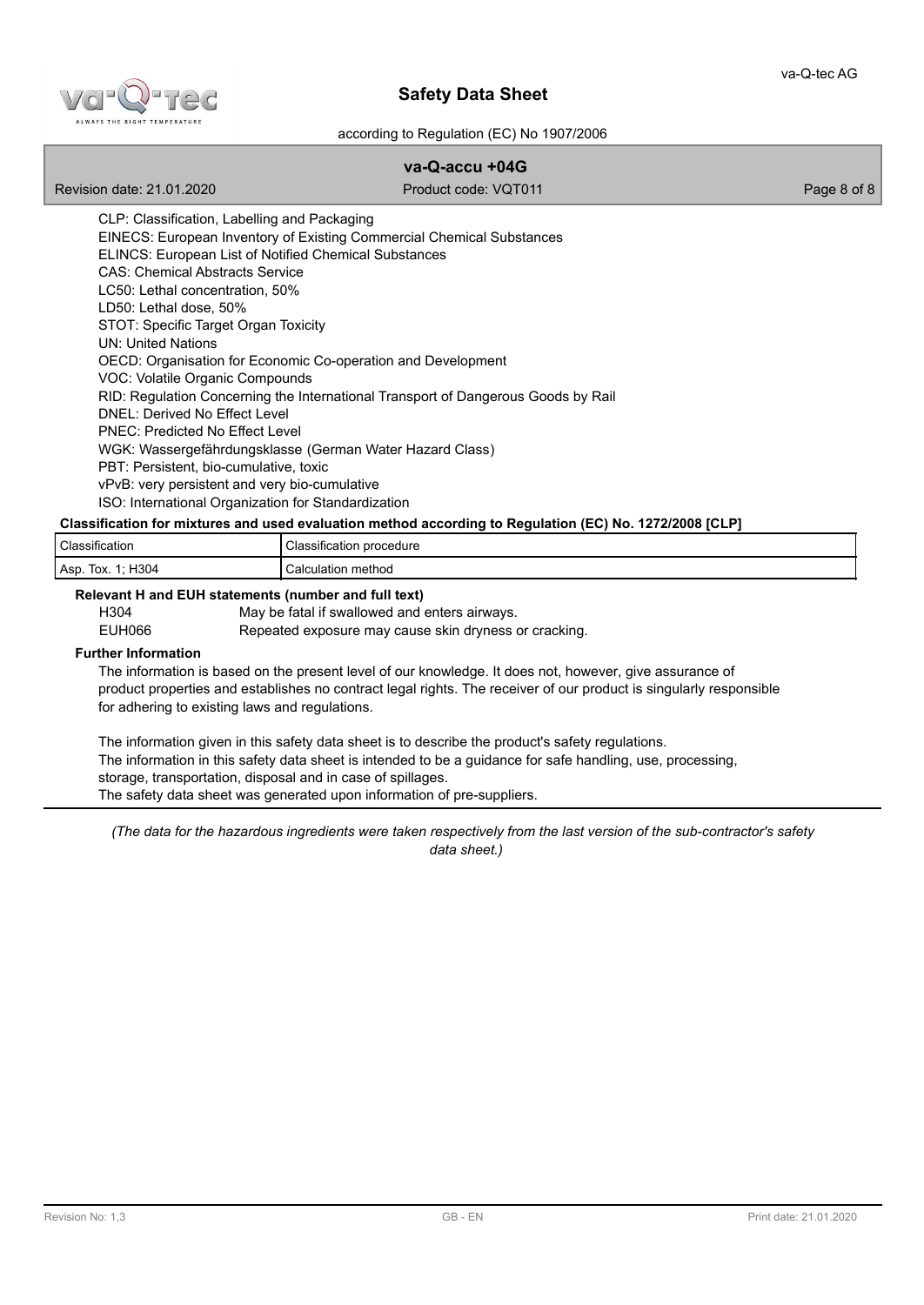CLP: Classification, Labelling and Packaging
EINECS: European Inventory of Existing Commercial Chemical Substances
ELINCS: European List of Notified Chemical Substances
CAS: Chemical Abstracts Service
LC50: Lethal concentration, 50%
LD50: Lethal dose, 50%
STOT: Specific Target Organ Toxicity
UN: United Nations
OECD: Organisation for Economic Co-operation and Development
VOC: Volatile Organic Compounds
RID: Regulation Concerning the International Transport of Dangerous Goods by Rail
DNEL: Derived No Effect Level
PNEC: Predicted No Effect Level
WGK: Wassergefährdungsklasse (German Water Hazard Class)
PBT: Persistent, bio-cumulative, toxic
vPvB: very persistent and very bio-cumulative
ISO: International Organization for Standardization

**Classification for mixtures and used evaluation method according to Regulation (EC) No. 1272/2008 [CLP]**

| Classification | Classification procedure |
|---|---|
| Asp. Tox. 1; H304 | Calculation method |

**Relevant H and EUH statements (number and full text)**

| | |
|---|---|
| H304 | May be fatal if swallowed and enters airways. |
| EUH066 | Repeated exposure may cause skin dryness or cracking. |

**Further Information**

The information is based on the present level of our knowledge. It does not, however, give assurance of product properties and establishes no contract legal rights. The receiver of our product is singularly responsible for adhering to existing laws and regulations.

The information given in this safety data sheet is to describe the product's safety regulations.
The information in this safety data sheet is intended to be a guidance for safe handling, use, processing, storage, transportation, disposal and in case of spillages.
The safety data sheet was generated upon information of pre-suppliers.

*(The data for the hazardous ingredients were taken respectively from the last version of the sub-contractor's safety data sheet.)*